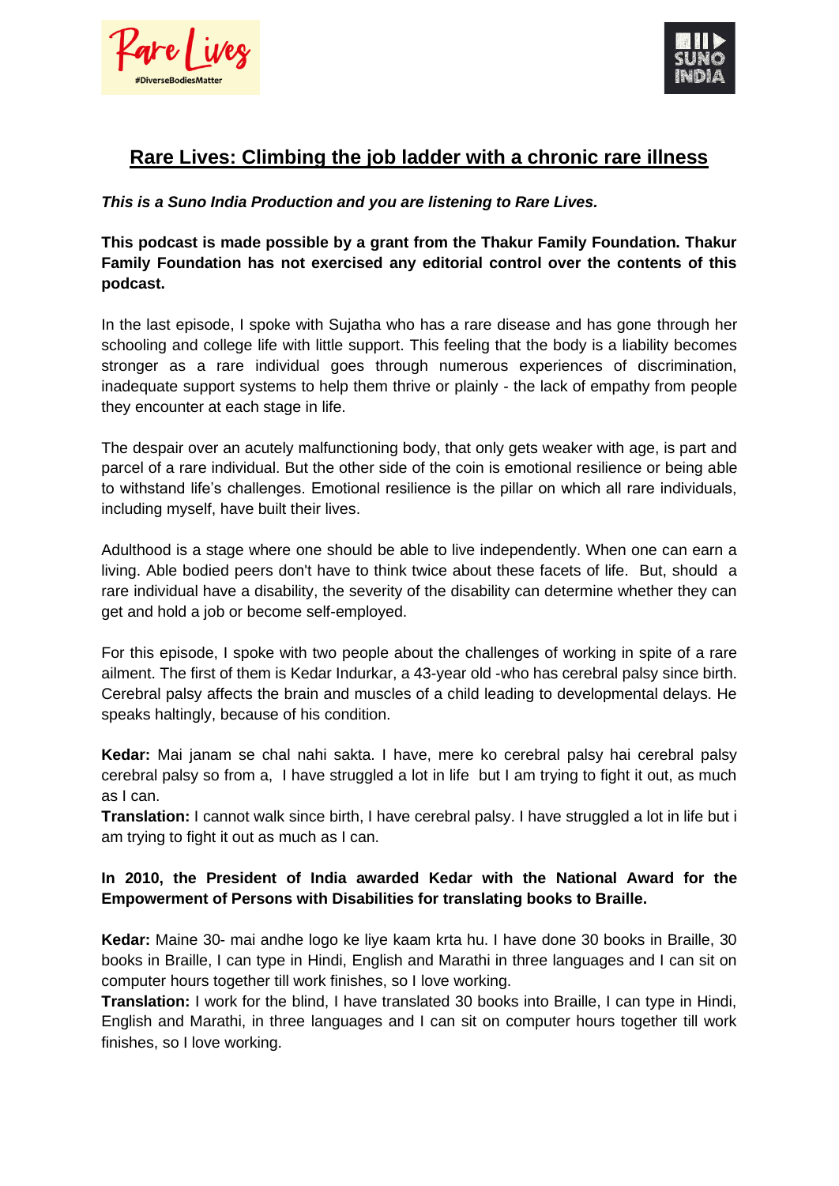# Rare Lives: Climbing the job ladder with a chronic rare illness

***This is a Suno India Production and you are listening to Rare Lives.***

**This podcast is made possible by a grant from the Thakur Family Foundation. Thakur Family Foundation has not exercised any editorial control over the contents of this podcast.**

In the last episode, I spoke with Sujatha who has a rare disease and has gone through her schooling and college life with little support. This feeling that the body is a liability becomes stronger as a rare individual goes through numerous experiences of discrimination, inadequate support systems to help them thrive or plainly - the lack of empathy from people they encounter at each stage in life.

The despair over an acutely malfunctioning body, that only gets weaker with age, is part and parcel of a rare individual. But the other side of the coin is emotional resilience or being able to withstand life's challenges. Emotional resilience is the pillar on which all rare individuals, including myself, have built their lives.

Adulthood is a stage where one should be able to live independently. When one can earn a living. Able bodied peers don't have to think twice about these facets of life. But, should a rare individual have a disability, the severity of the disability can determine whether they can get and hold a job or become self-employed.

For this episode, I spoke with two people about the challenges of working in spite of a rare ailment. The first of them is Kedar Indurkar, a 43-year old -who has cerebral palsy since birth. Cerebral palsy affects the brain and muscles of a child leading to developmental delays. He speaks haltingly, because of his condition.

**Kedar:** Mai janam se chal nahi sakta. I have, mere ko cerebral palsy hai cerebral palsy cerebral palsy so from a, I have struggled a lot in life but I am trying to fight it out, as much as I can.
**Translation:** I cannot walk since birth, I have cerebral palsy. I have struggled a lot in life but i am trying to fight it out as much as I can.

**In 2010, the President of India awarded Kedar with the National Award for the Empowerment of Persons with Disabilities for translating books to Braille.**

**Kedar:** Maine 30- mai andhe logo ke liye kaam krta hu. I have done 30 books in Braille, 30 books in Braille, I can type in Hindi, English and Marathi in three languages and I can sit on computer hours together till work finishes, so I love working.
**Translation:** I work for the blind, I have translated 30 books into Braille, I can type in Hindi, English and Marathi, in three languages and I can sit on computer hours together till work finishes, so I love working.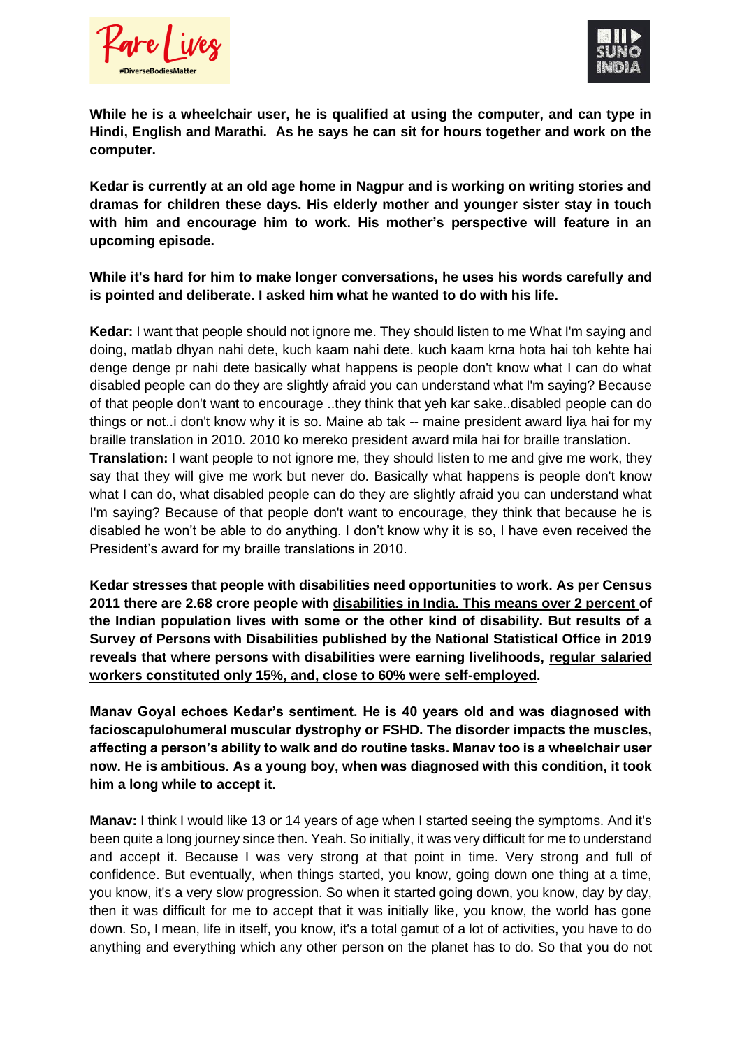**While he is a wheelchair user, he is qualified at using the computer, and can type in Hindi, English and Marathi. As he says he can sit for hours together and work on the computer.**

**Kedar is currently at an old age home in Nagpur and is working on writing stories and dramas for children these days. His elderly mother and younger sister stay in touch with him and encourage him to work. His mother's perspective will feature in an upcoming episode.**

**While it's hard for him to make longer conversations, he uses his words carefully and is pointed and deliberate. I asked him what he wanted to do with his life.**

**Kedar:** I want that people should not ignore me. They should listen to me What I'm saying and doing, matlab dhyan nahi dete, kuch kaam nahi dete. kuch kaam krna hota hai toh kehte hai denge denge pr nahi dete basically what happens is people don't know what I can do what disabled people can do they are slightly afraid you can understand what I'm saying? Because of that people don't want to encourage ..they think that yeh kar sake..disabled people can do things or not..i don't know why it is so. Maine ab tak -- maine president award liya hai for my braille translation in 2010. 2010 ko mereko president award mila hai for braille translation.

**Translation:** I want people to not ignore me, they should listen to me and give me work, they say that they will give me work but never do. Basically what happens is people don't know what I can do, what disabled people can do they are slightly afraid you can understand what I'm saying? Because of that people don't want to encourage, they think that because he is disabled he won't be able to do anything. I don't know why it is so, I have even received the President's award for my braille translations in 2010.

**Kedar stresses that people with disabilities need opportunities to work. As per Census 2011 there are 2.68 crore people with disabilities in India. This means over 2 percent of the Indian population lives with some or the other kind of disability. But results of a Survey of Persons with Disabilities published by the National Statistical Office in 2019 reveals that where persons with disabilities were earning livelihoods, regular salaried workers constituted only 15%, and, close to 60% were self-employed.**

**Manav Goyal echoes Kedar's sentiment. He is 40 years old and was diagnosed with facioscapulohumeral muscular dystrophy or FSHD. The disorder impacts the muscles, affecting a person's ability to walk and do routine tasks. Manav too is a wheelchair user now. He is ambitious. As a young boy, when was diagnosed with this condition, it took him a long while to accept it.**

**Manav:** I think I would like 13 or 14 years of age when I started seeing the symptoms. And it's been quite a long journey since then. Yeah. So initially, it was very difficult for me to understand and accept it. Because I was very strong at that point in time. Very strong and full of confidence. But eventually, when things started, you know, going down one thing at a time, you know, it's a very slow progression. So when it started going down, you know, day by day, then it was difficult for me to accept that it was initially like, you know, the world has gone down. So, I mean, life in itself, you know, it's a total gamut of a lot of activities, you have to do anything and everything which any other person on the planet has to do. So that you do not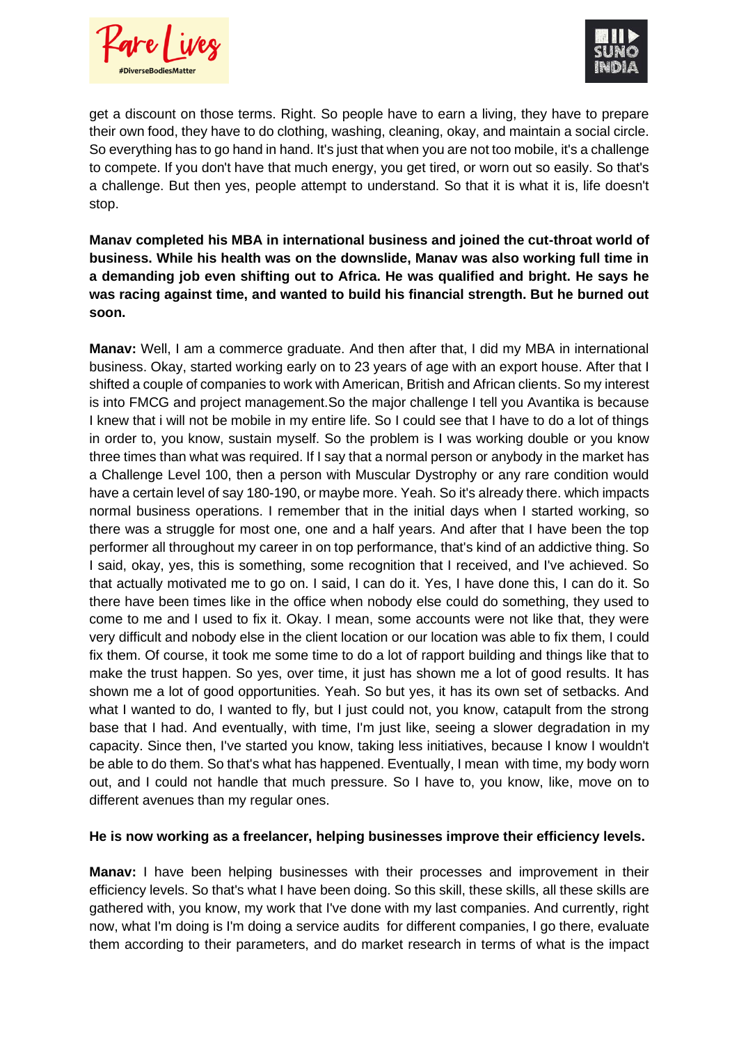get a discount on those terms. Right. So people have to earn a living, they have to prepare their own food, they have to do clothing, washing, cleaning, okay, and maintain a social circle. So everything has to go hand in hand. It's just that when you are not too mobile, it's a challenge to compete. If you don't have that much energy, you get tired, or worn out so easily. So that's a challenge. But then yes, people attempt to understand. So that it is what it is, life doesn't stop.

**Manav completed his MBA in international business and joined the cut-throat world of business. While his health was on the downslide, Manav was also working full time in a demanding job even shifting out to Africa. He was qualified and bright. He says he was racing against time, and wanted to build his financial strength. But he burned out soon.**

**Manav:** Well, I am a commerce graduate. And then after that, I did my MBA in international business. Okay, started working early on to 23 years of age with an export house. After that I shifted a couple of companies to work with American, British and African clients. So my interest is into FMCG and project management.So the major challenge I tell you Avantika is because I knew that i will not be mobile in my entire life. So I could see that I have to do a lot of things in order to, you know, sustain myself. So the problem is I was working double or you know three times than what was required. If I say that a normal person or anybody in the market has a Challenge Level 100, then a person with Muscular Dystrophy or any rare condition would have a certain level of say 180-190, or maybe more. Yeah. So it's already there. which impacts normal business operations. I remember that in the initial days when I started working, so there was a struggle for most one, one and a half years. And after that I have been the top performer all throughout my career in on top performance, that's kind of an addictive thing. So I said, okay, yes, this is something, some recognition that I received, and I've achieved. So that actually motivated me to go on. I said, I can do it. Yes, I have done this, I can do it. So there have been times like in the office when nobody else could do something, they used to come to me and I used to fix it. Okay. I mean, some accounts were not like that, they were very difficult and nobody else in the client location or our location was able to fix them, I could fix them. Of course, it took me some time to do a lot of rapport building and things like that to make the trust happen. So yes, over time, it just has shown me a lot of good results. It has shown me a lot of good opportunities. Yeah. So but yes, it has its own set of setbacks. And what I wanted to do, I wanted to fly, but I just could not, you know, catapult from the strong base that I had. And eventually, with time, I'm just like, seeing a slower degradation in my capacity. Since then, I've started you know, taking less initiatives, because I know I wouldn't be able to do them. So that's what has happened. Eventually, I mean with time, my body worn out, and I could not handle that much pressure. So I have to, you know, like, move on to different avenues than my regular ones.

**He is now working as a freelancer, helping businesses improve their efficiency levels.**

**Manav:** I have been helping businesses with their processes and improvement in their efficiency levels. So that's what I have been doing. So this skill, these skills, all these skills are gathered with, you know, my work that I've done with my last companies. And currently, right now, what I'm doing is I'm doing a service audits for different companies, I go there, evaluate them according to their parameters, and do market research in terms of what is the impact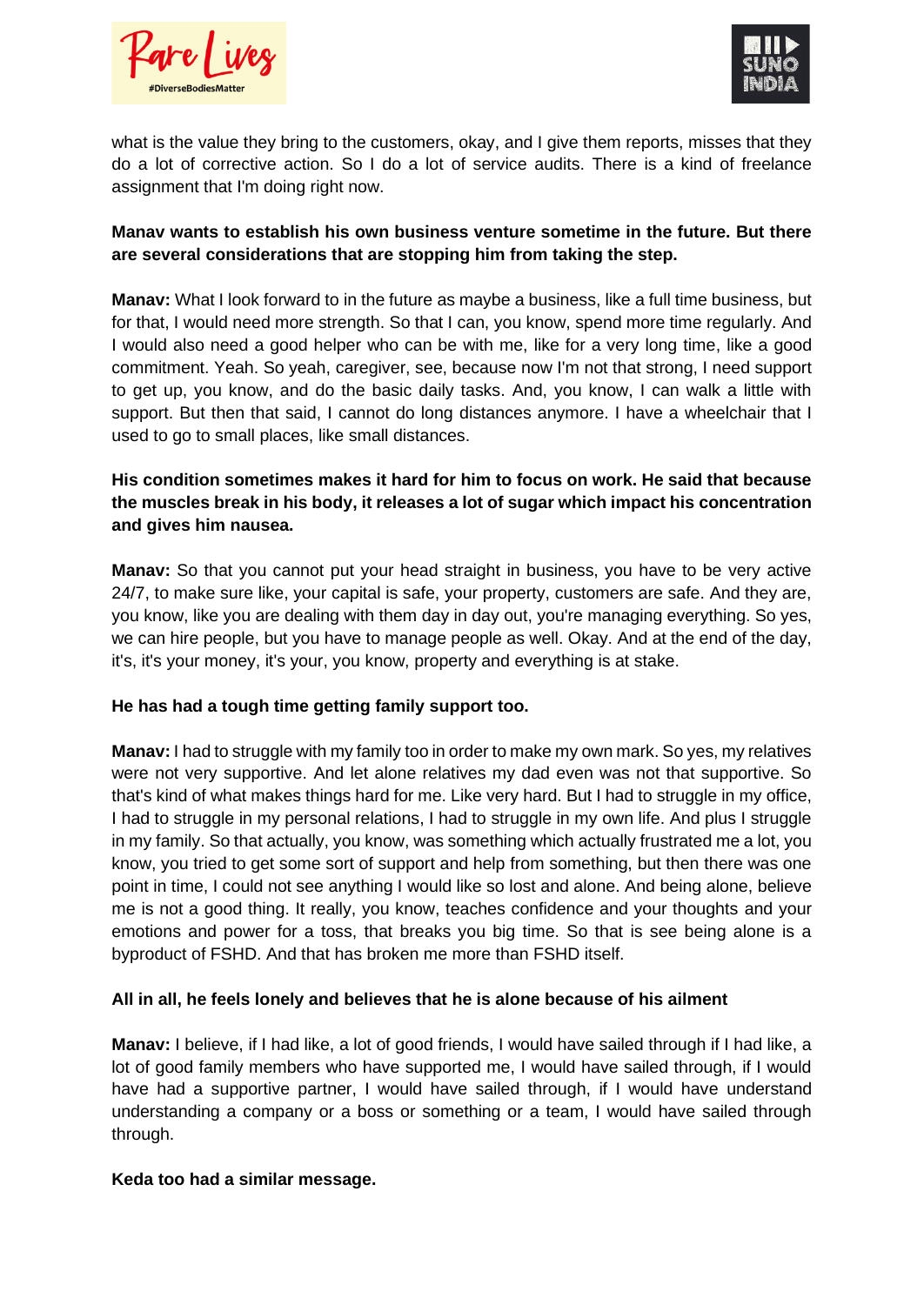what is the value they bring to the customers, okay, and I give them reports, misses that they do a lot of corrective action. So I do a lot of service audits. There is a kind of freelance assignment that I'm doing right now.

**Manav wants to establish his own business venture sometime in the future. But there are several considerations that are stopping him from taking the step.**

**Manav:** What I look forward to in the future as maybe a business, like a full time business, but for that, I would need more strength. So that I can, you know, spend more time regularly. And I would also need a good helper who can be with me, like for a very long time, like a good commitment. Yeah. So yeah, caregiver, see, because now I'm not that strong, I need support to get up, you know, and do the basic daily tasks. And, you know, I can walk a little with support. But then that said, I cannot do long distances anymore. I have a wheelchair that I used to go to small places, like small distances.

**His condition sometimes makes it hard for him to focus on work. He said that because the muscles break in his body, it releases a lot of sugar which impact his concentration and gives him nausea.**

**Manav:** So that you cannot put your head straight in business, you have to be very active 24/7, to make sure like, your capital is safe, your property, customers are safe. And they are, you know, like you are dealing with them day in day out, you're managing everything. So yes, we can hire people, but you have to manage people as well. Okay. And at the end of the day, it's, it's your money, it's your, you know, property and everything is at stake.

**He has had a tough time getting family support too.**

**Manav:** I had to struggle with my family too in order to make my own mark. So yes, my relatives were not very supportive. And let alone relatives my dad even was not that supportive. So that's kind of what makes things hard for me. Like very hard. But I had to struggle in my office, I had to struggle in my personal relations, I had to struggle in my own life. And plus I struggle in my family. So that actually, you know, was something which actually frustrated me a lot, you know, you tried to get some sort of support and help from something, but then there was one point in time, I could not see anything I would like so lost and alone. And being alone, believe me is not a good thing. It really, you know, teaches confidence and your thoughts and your emotions and power for a toss, that breaks you big time. So that is see being alone is a byproduct of FSHD. And that has broken me more than FSHD itself.

**All in all, he feels lonely and believes that he is alone because of his ailment**

**Manav:** I believe, if I had like, a lot of good friends, I would have sailed through if I had like, a lot of good family members who have supported me, I would have sailed through, if I would have had a supportive partner, I would have sailed through, if I would have understand understanding a company or a boss or something or a team, I would have sailed through through.

**Keda too had a similar message.**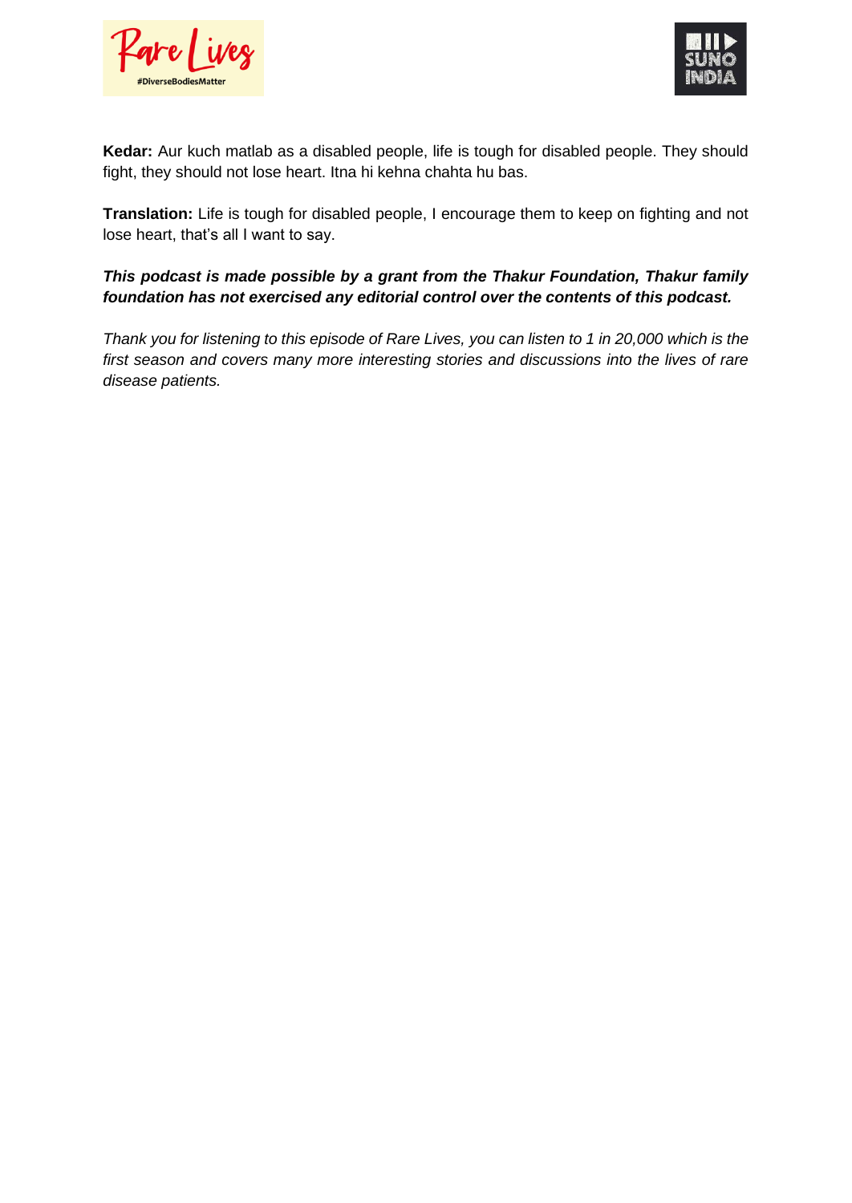**Kedar:** Aur kuch matlab as a disabled people, life is tough for disabled people. They should fight, they should not lose heart. Itna hi kehna chahta hu bas.

**Translation:** Life is tough for disabled people, I encourage them to keep on fighting and not lose heart, that's all I want to say.

***This podcast is made possible by a grant from the Thakur Foundation, Thakur family foundation has not exercised any editorial control over the contents of this podcast.***

*Thank you for listening to this episode of Rare Lives, you can listen to 1 in 20,000 which is the first season and covers many more interesting stories and discussions into the lives of rare disease patients.*